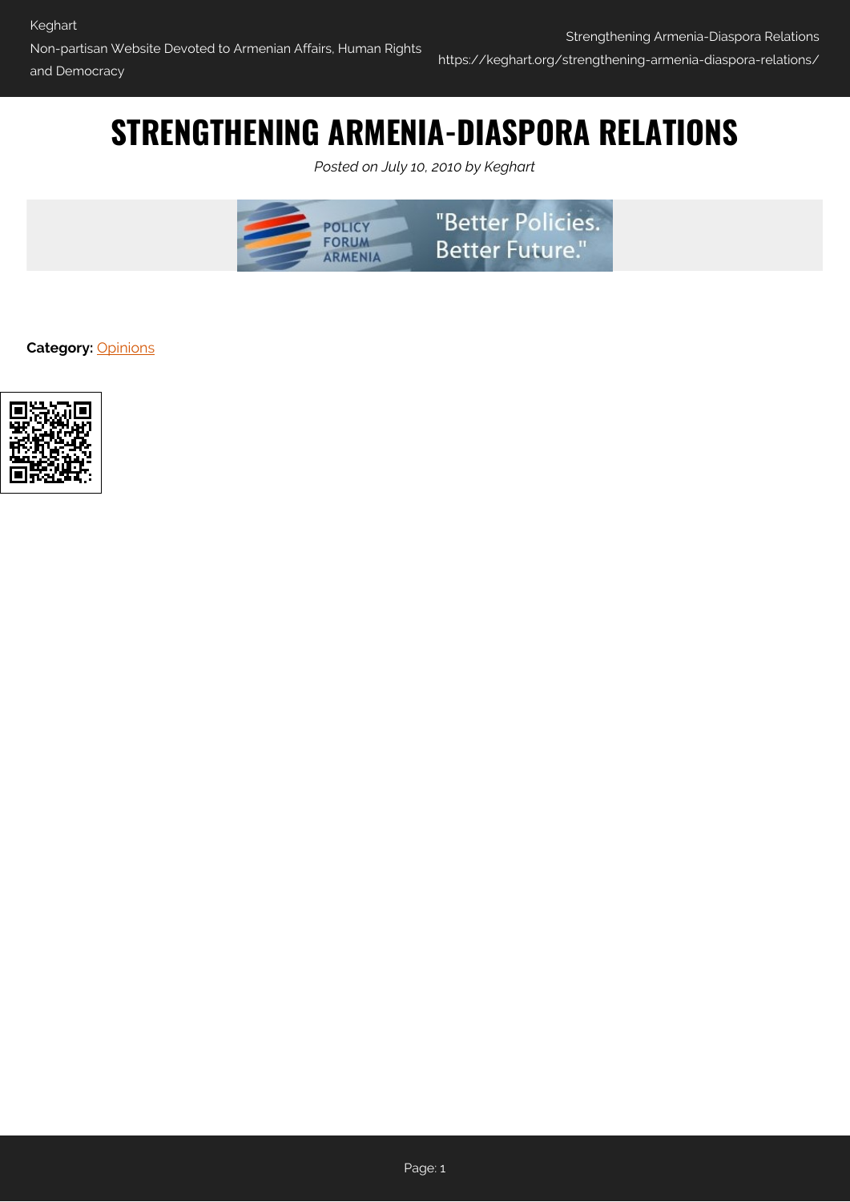# STRENGTHENING ARMENIA-DIASPORA RELATIONS

*Posted on July 10, 2010 by Keghart*

**Category:** Opinions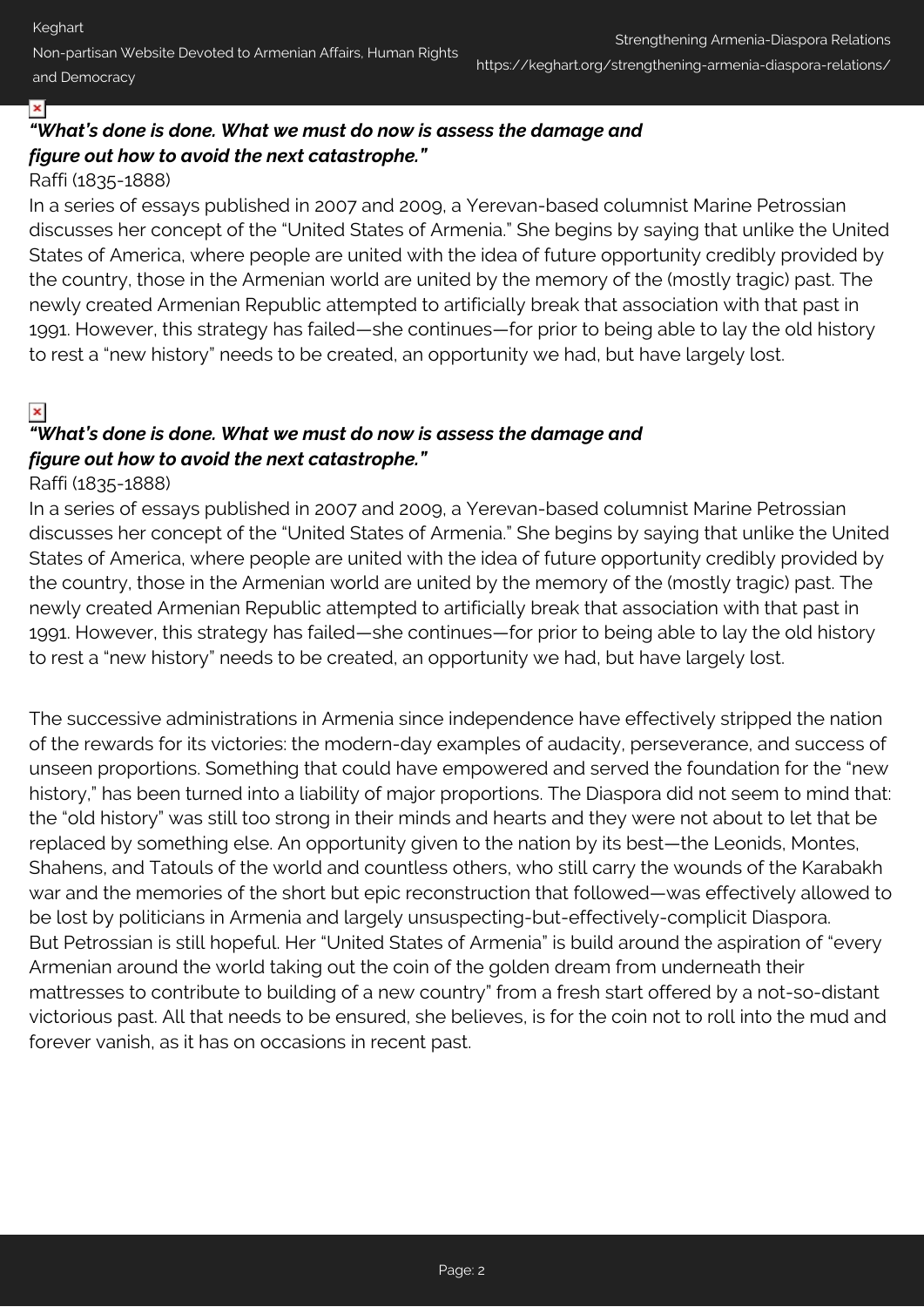*"What's done is done. What we must do now is assess the damage and figure out how to avoid the next catastrophe."*

Raffi (1835-1888)

In a series of essays published in 2007 and 2009, a Yerevan-based columnist Marine Petrossian discusses her concept of the "United States of Armenia." She begins by saying that unlike the United States of America, where people are united with the idea of future opportunity credibly provided by the country, those in the Armenian world are united by the memory of the (mostly tragic) past. The newly created Armenian Republic attempted to artificially break that association with that past in 1991. However, this strategy has failed—she continues—for prior to being able to lay the old history to rest a "new history" needs to be created, an opportunity we had, but have largely lost.

***"What's done is done. What we must do now is assess the damage and figure out how to avoid the next catastrophe."***

Raffi (1835-1888)

In a series of essays published in 2007 and 2009, a Yerevan-based columnist Marine Petrossian discusses her concept of the "United States of Armenia." She begins by saying that unlike the United States of America, where people are united with the idea of future opportunity credibly provided by the country, those in the Armenian world are united by the memory of the (mostly tragic) past. The newly created Armenian Republic attempted to artificially break that association with that past in 1991. However, this strategy has failed—she continues—for prior to being able to lay the old history to rest a "new history" needs to be created, an opportunity we had, but have largely lost.

The successive administrations in Armenia since independence have effectively stripped the nation of the rewards for its victories: the modern-day examples of audacity, perseverance, and success of unseen proportions. Something that could have empowered and served the foundation for the "new history," has been turned into a liability of major proportions. The Diaspora did not seem to mind that: the "old history" was still too strong in their minds and hearts and they were not about to let that be replaced by something else. An opportunity given to the nation by its best—the Leonids, Montes, Shahens, and Tatouls of the world and countless others, who still carry the wounds of the Karabakh war and the memories of the short but epic reconstruction that followed—was effectively allowed to be lost by politicians in Armenia and largely unsuspecting-but-effectively-complicit Diaspora.

But Petrossian is still hopeful. Her "United States of Armenia" is build around the aspiration of "every Armenian around the world taking out the coin of the golden dream from underneath their mattresses to contribute to building of a new country" from a fresh start offered by a not-so-distant victorious past. All that needs to be ensured, she believes, is for the coin not to roll into the mud and forever vanish, as it has on occasions in recent past.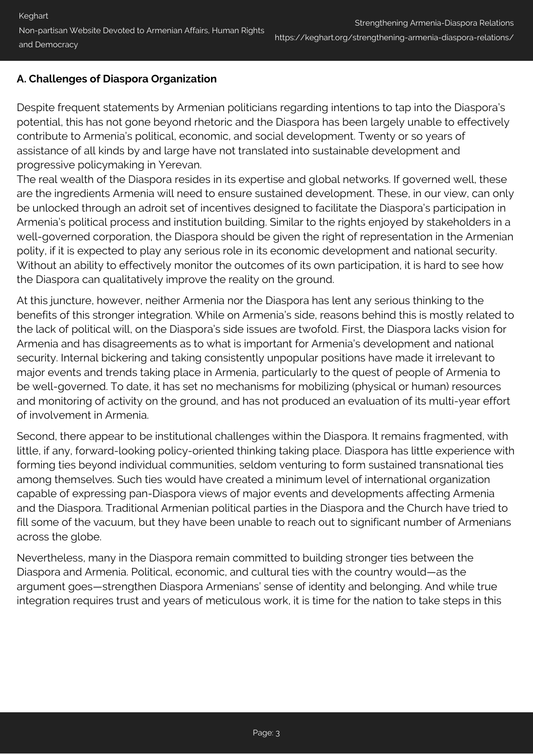**A. Challenges of Diaspora Organization**

Despite frequent statements by Armenian politicians regarding intentions to tap into the Diaspora's potential, this has not gone beyond rhetoric and the Diaspora has been largely unable to effectively contribute to Armenia's political, economic, and social development. Twenty or so years of assistance of all kinds by and large have not translated into sustainable development and progressive policymaking in Yerevan.
The real wealth of the Diaspora resides in its expertise and global networks. If governed well, these are the ingredients Armenia will need to ensure sustained development. These, in our view, can only be unlocked through an adroit set of incentives designed to facilitate the Diaspora's participation in Armenia's political process and institution building. Similar to the rights enjoyed by stakeholders in a well-governed corporation, the Diaspora should be given the right of representation in the Armenian polity, if it is expected to play any serious role in its economic development and national security. Without an ability to effectively monitor the outcomes of its own participation, it is hard to see how the Diaspora can qualitatively improve the reality on the ground.

At this juncture, however, neither Armenia nor the Diaspora has lent any serious thinking to the benefits of this stronger integration. While on Armenia's side, reasons behind this is mostly related to the lack of political will, on the Diaspora's side issues are twofold. First, the Diaspora lacks vision for Armenia and has disagreements as to what is important for Armenia's development and national security. Internal bickering and taking consistently unpopular positions have made it irrelevant to major events and trends taking place in Armenia, particularly to the quest of people of Armenia to be well-governed. To date, it has set no mechanisms for mobilizing (physical or human) resources and monitoring of activity on the ground, and has not produced an evaluation of its multi-year effort of involvement in Armenia.

Second, there appear to be institutional challenges within the Diaspora. It remains fragmented, with little, if any, forward-looking policy-oriented thinking taking place. Diaspora has little experience with forming ties beyond individual communities, seldom venturing to form sustained transnational ties among themselves. Such ties would have created a minimum level of international organization capable of expressing pan-Diaspora views of major events and developments affecting Armenia and the Diaspora. Traditional Armenian political parties in the Diaspora and the Church have tried to fill some of the vacuum, but they have been unable to reach out to significant number of Armenians across the globe.

Nevertheless, many in the Diaspora remain committed to building stronger ties between the Diaspora and Armenia. Political, economic, and cultural ties with the country would—as the argument goes—strengthen Diaspora Armenians' sense of identity and belonging. And while true integration requires trust and years of meticulous work, it is time for the nation to take steps in this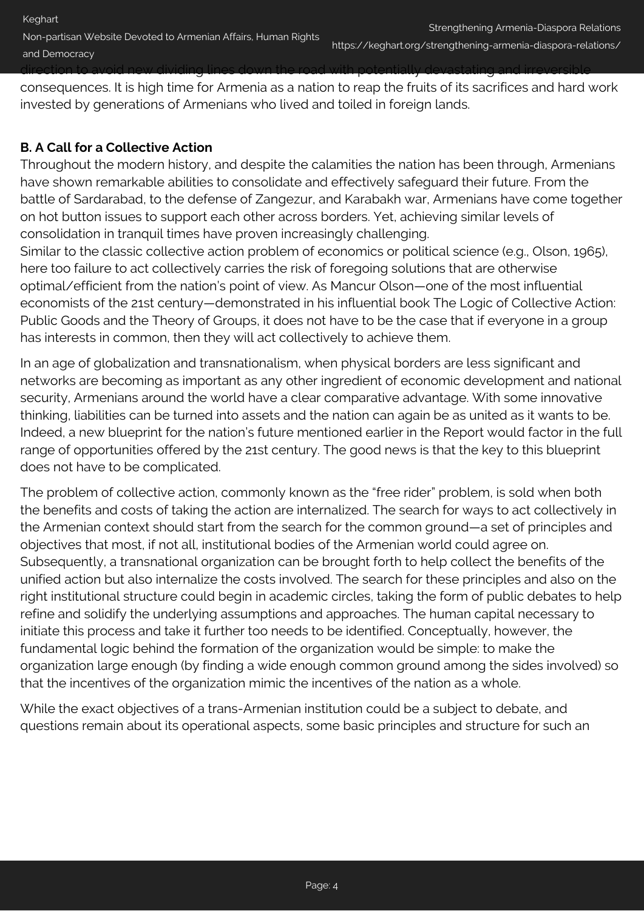direction to avoid new dividing lines down the road with potentially devastating and irreversible consequences. It is high time for Armenia as a nation to reap the fruits of its sacrifices and hard work invested by generations of Armenians who lived and toiled in foreign lands.

**B. A Call for a Collective Action**

Throughout the modern history, and despite the calamities the nation has been through, Armenians have shown remarkable abilities to consolidate and effectively safeguard their future. From the battle of Sardarabad, to the defense of Zangezur, and Karabakh war, Armenians have come together on hot button issues to support each other across borders. Yet, achieving similar levels of consolidation in tranquil times have proven increasingly challenging.

Similar to the classic collective action problem of economics or political science (e.g., Olson, 1965), here too failure to act collectively carries the risk of foregoing solutions that are otherwise optimal/efficient from the nation's point of view. As Mancur Olson—one of the most influential economists of the 21st century—demonstrated in his influential book The Logic of Collective Action: Public Goods and the Theory of Groups, it does not have to be the case that if everyone in a group has interests in common, then they will act collectively to achieve them.

In an age of globalization and transnationalism, when physical borders are less significant and networks are becoming as important as any other ingredient of economic development and national security, Armenians around the world have a clear comparative advantage. With some innovative thinking, liabilities can be turned into assets and the nation can again be as united as it wants to be. Indeed, a new blueprint for the nation's future mentioned earlier in the Report would factor in the full range of opportunities offered by the 21st century. The good news is that the key to this blueprint does not have to be complicated.

The problem of collective action, commonly known as the "free rider" problem, is sold when both the benefits and costs of taking the action are internalized. The search for ways to act collectively in the Armenian context should start from the search for the common ground—a set of principles and objectives that most, if not all, institutional bodies of the Armenian world could agree on. Subsequently, a transnational organization can be brought forth to help collect the benefits of the unified action but also internalize the costs involved. The search for these principles and also on the right institutional structure could begin in academic circles, taking the form of public debates to help refine and solidify the underlying assumptions and approaches. The human capital necessary to initiate this process and take it further too needs to be identified. Conceptually, however, the fundamental logic behind the formation of the organization would be simple: to make the organization large enough (by finding a wide enough common ground among the sides involved) so that the incentives of the organization mimic the incentives of the nation as a whole.

While the exact objectives of a trans-Armenian institution could be a subject to debate, and questions remain about its operational aspects, some basic principles and structure for such an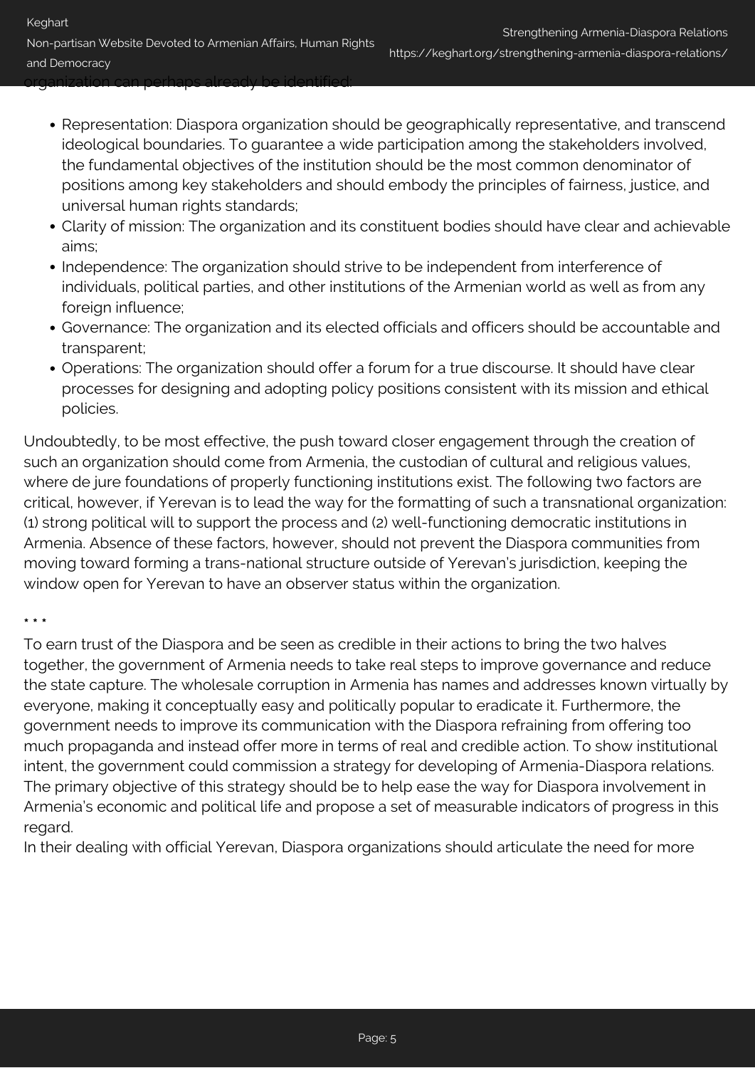organization can perhaps already be identified:

- Representation: Diaspora organization should be geographically representative, and transcend ideological boundaries. To guarantee a wide participation among the stakeholders involved, the fundamental objectives of the institution should be the most common denominator of positions among key stakeholders and should embody the principles of fairness, justice, and universal human rights standards;
- Clarity of mission: The organization and its constituent bodies should have clear and achievable aims;
- Independence: The organization should strive to be independent from interference of individuals, political parties, and other institutions of the Armenian world as well as from any foreign influence;
- Governance: The organization and its elected officials and officers should be accountable and transparent;
- Operations: The organization should offer a forum for a true discourse. It should have clear processes for designing and adopting policy positions consistent with its mission and ethical policies.

Undoubtedly, to be most effective, the push toward closer engagement through the creation of such an organization should come from Armenia, the custodian of cultural and religious values, where de jure foundations of properly functioning institutions exist. The following two factors are critical, however, if Yerevan is to lead the way for the formatting of such a transnational organization: (1) strong political will to support the process and (2) well-functioning democratic institutions in Armenia. Absence of these factors, however, should not prevent the Diaspora communities from moving toward forming a trans-national structure outside of Yerevan's jurisdiction, keeping the window open for Yerevan to have an observer status within the organization.

* * *

To earn trust of the Diaspora and be seen as credible in their actions to bring the two halves together, the government of Armenia needs to take real steps to improve governance and reduce the state capture. The wholesale corruption in Armenia has names and addresses known virtually by everyone, making it conceptually easy and politically popular to eradicate it. Furthermore, the government needs to improve its communication with the Diaspora refraining from offering too much propaganda and instead offer more in terms of real and credible action. To show institutional intent, the government could commission a strategy for developing of Armenia-Diaspora relations. The primary objective of this strategy should be to help ease the way for Diaspora involvement in Armenia's economic and political life and propose a set of measurable indicators of progress in this regard.

In their dealing with official Yerevan, Diaspora organizations should articulate the need for more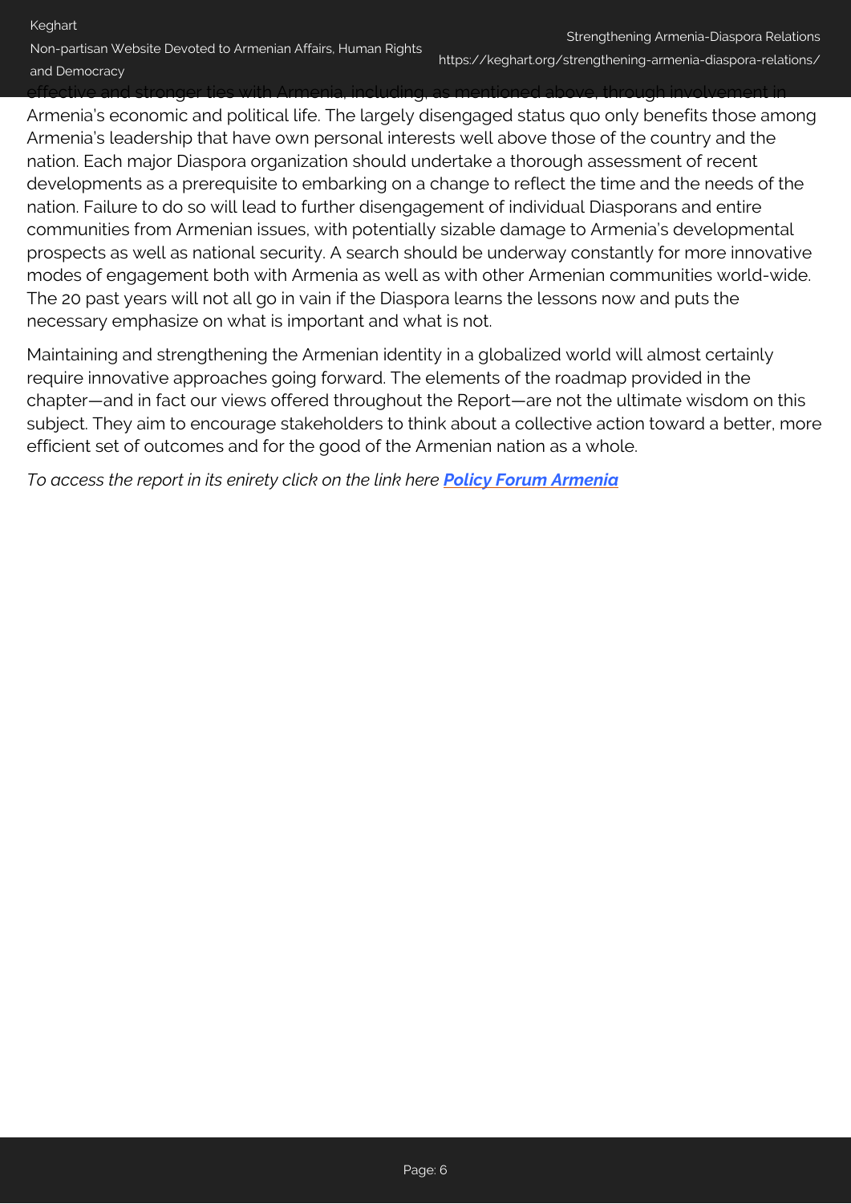effective and stronger ties with Armenia, including, as mentioned above, through involvement in Armenia's economic and political life. The largely disengaged status quo only benefits those among Armenia's leadership that have own personal interests well above those of the country and the nation. Each major Diaspora organization should undertake a thorough assessment of recent developments as a prerequisite to embarking on a change to reflect the time and the needs of the nation. Failure to do so will lead to further disengagement of individual Diasporans and entire communities from Armenian issues, with potentially sizable damage to Armenia's developmental prospects as well as national security. A search should be underway constantly for more innovative modes of engagement both with Armenia as well as with other Armenian communities world-wide. The 20 past years will not all go in vain if the Diaspora learns the lessons now and puts the necessary emphasize on what is important and what is not.

Maintaining and strengthening the Armenian identity in a globalized world will almost certainly require innovative approaches going forward. The elements of the roadmap provided in the chapter—and in fact our views offered throughout the Report—are not the ultimate wisdom on this subject. They aim to encourage stakeholders to think about a collective action toward a better, more efficient set of outcomes and for the good of the Armenian nation as a whole.

*To access the report in its enirety click on the link here **Policy Forum Armenia***